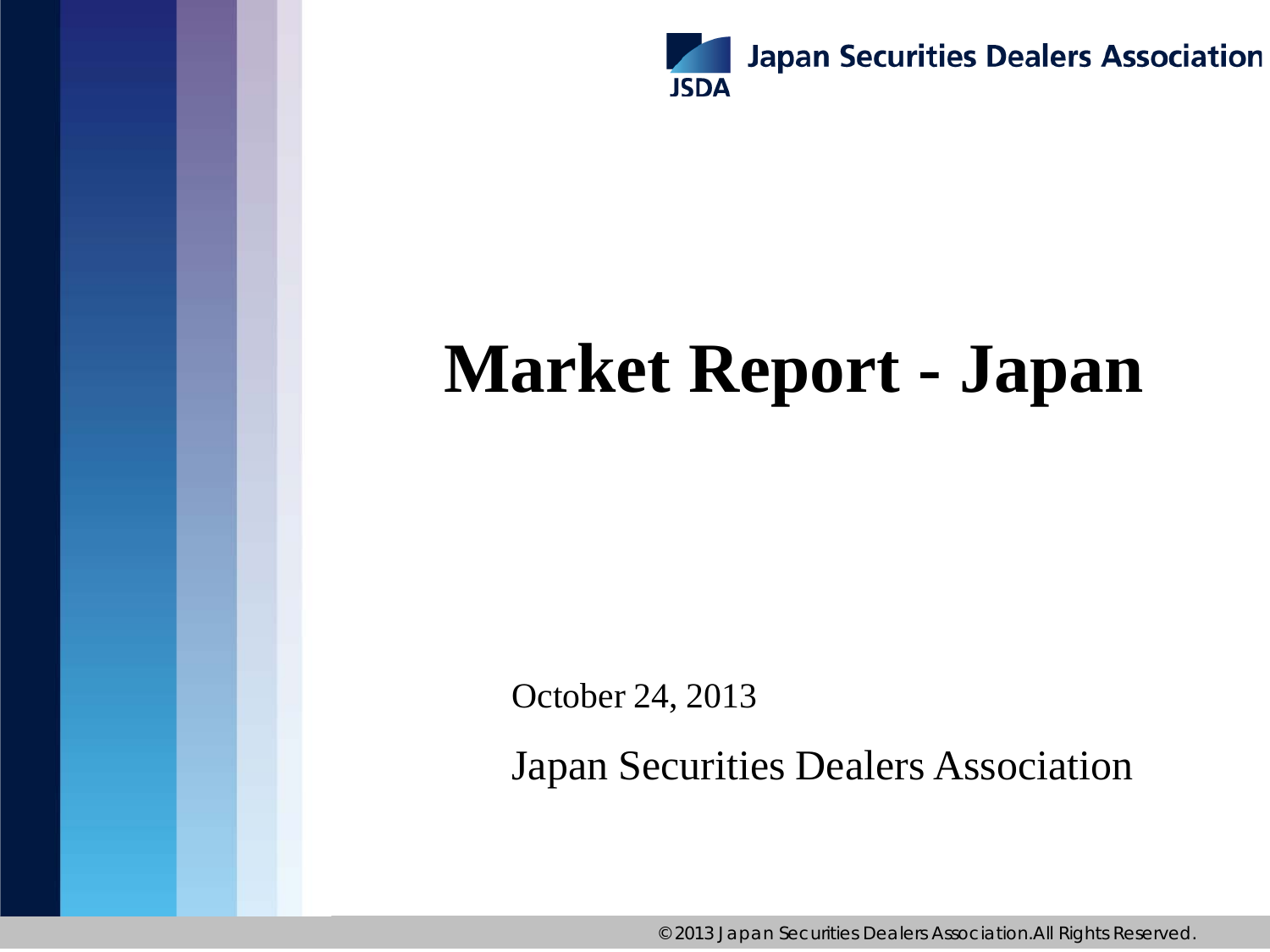Japan Securities Dealers Association

# Market Report - Japan

October 24, 2013

Japan Securities Dealers Association

© 2013 Japan Securities Dealers Association.All Rights Reserved.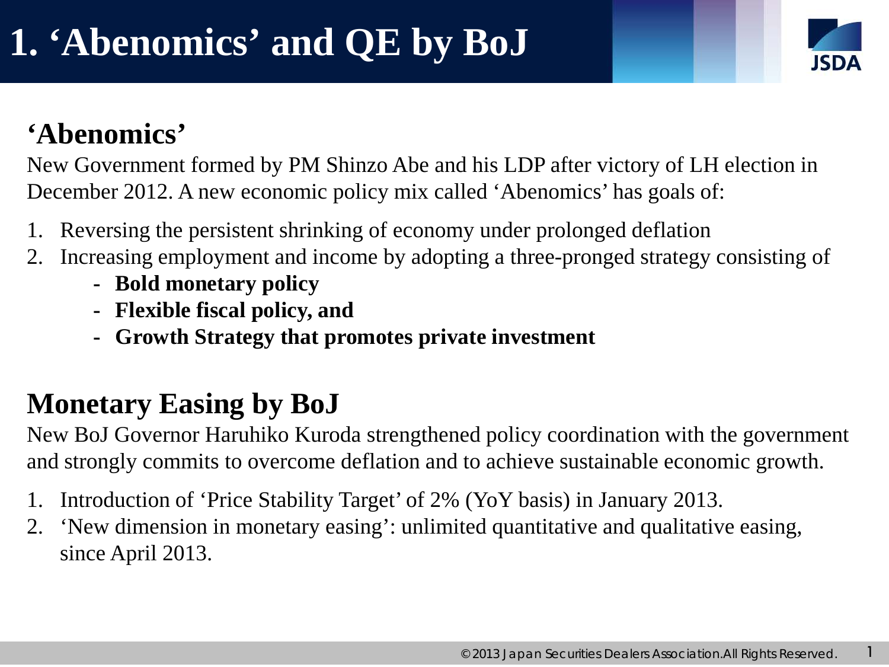# 1. 'Abenomics' and QE by BoJ

## 'Abenomics'

New Government formed by PM Shinzo Abe and his LDP after victory of LH election in December 2012. A new economic policy mix called 'Abenomics' has goals of:

1. Reversing the persistent shrinking of economy under prolonged deflation
2. Increasing employment and income by adopting a three-pronged strategy consisting of
   - **Bold monetary policy**
   - **Flexible fiscal policy, and**
   - **Growth Strategy that promotes private investment**

## Monetary Easing by BoJ

New BoJ Governor Haruhiko Kuroda strengthened policy coordination with the government and strongly commits to overcome deflation and to achieve sustainable economic growth.

1. Introduction of 'Price Stability Target' of 2% (YoY basis) in January 2013.
2. 'New dimension in monetary easing': unlimited quantitative and qualitative easing, since April 2013.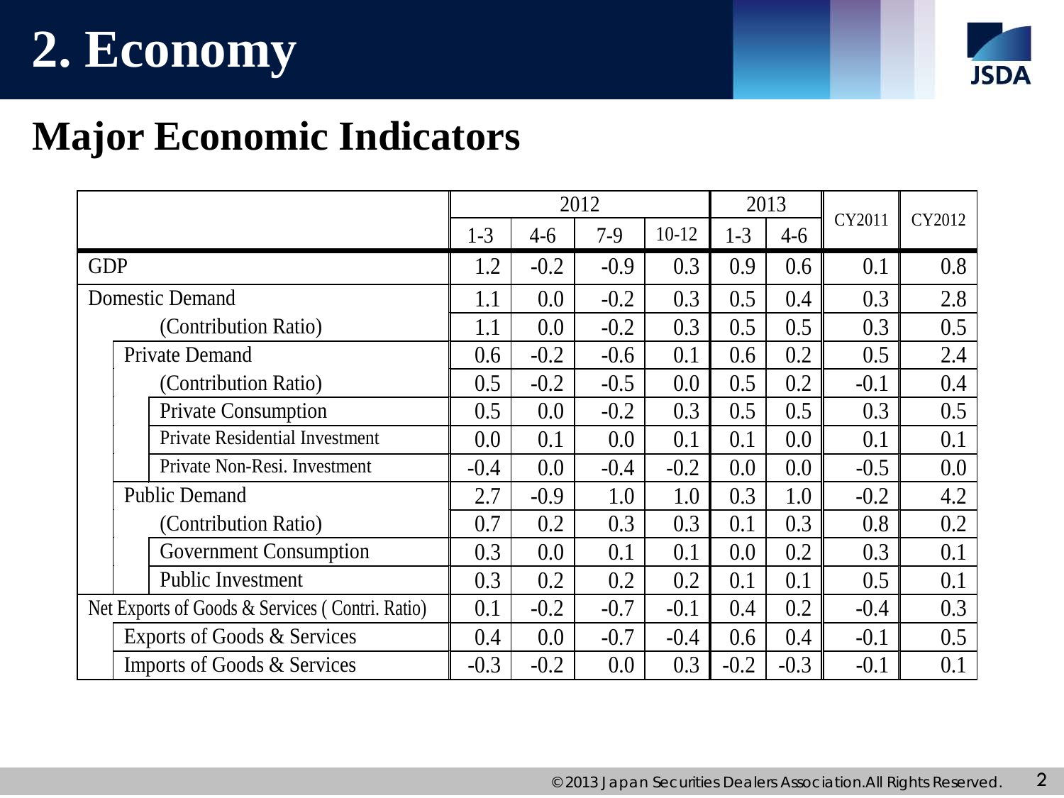# 2. Economy

## Major Economic Indicators

| | 2012 | | | | 2013 | | CY2011 | CY2012 |
|---|---|---|---|---|---|---|---|---|
| | 1-3 | 4-6 | 7-9 | 10-12 | 1-3 | 4-6 | | |
| GDP | 1.2 | -0.2 | -0.9 | 0.3 | 0.9 | 0.6 | 0.1 | 0.8 |
| Domestic Demand | 1.1 | 0.0 | -0.2 | 0.3 | 0.5 | 0.4 | 0.3 | 2.8 |
| (Contribution Ratio) | 1.1 | 0.0 | -0.2 | 0.3 | 0.5 | 0.5 | 0.3 | 0.5 |
| Private Demand | 0.6 | -0.2 | -0.6 | 0.1 | 0.6 | 0.2 | 0.5 | 2.4 |
| (Contribution Ratio) | 0.5 | -0.2 | -0.5 | 0.0 | 0.5 | 0.2 | -0.1 | 0.4 |
| Private Consumption | 0.5 | 0.0 | -0.2 | 0.3 | 0.5 | 0.5 | 0.3 | 0.5 |
| Private Residential Investment | 0.0 | 0.1 | 0.0 | 0.1 | 0.1 | 0.0 | 0.1 | 0.1 |
| Private Non-Resi. Investment | -0.4 | 0.0 | -0.4 | -0.2 | 0.0 | 0.0 | -0.5 | 0.0 |
| Public Demand | 2.7 | -0.9 | 1.0 | 1.0 | 0.3 | 1.0 | -0.2 | 4.2 |
| (Contribution Ratio) | 0.7 | 0.2 | 0.3 | 0.3 | 0.1 | 0.3 | 0.8 | 0.2 |
| Government Consumption | 0.3 | 0.0 | 0.1 | 0.1 | 0.0 | 0.2 | 0.3 | 0.1 |
| Public Investment | 0.3 | 0.2 | 0.2 | 0.2 | 0.1 | 0.1 | 0.5 | 0.1 |
| Net Exports of Goods & Services ( Contri. Ratio) | 0.1 | -0.2 | -0.7 | -0.1 | 0.4 | 0.2 | -0.4 | 0.3 |
| Exports of Goods & Services | 0.4 | 0.0 | -0.7 | -0.4 | 0.6 | 0.4 | -0.1 | 0.5 |
| Imports of Goods & Services | -0.3 | -0.2 | 0.0 | 0.3 | -0.2 | -0.3 | -0.1 | 0.1 |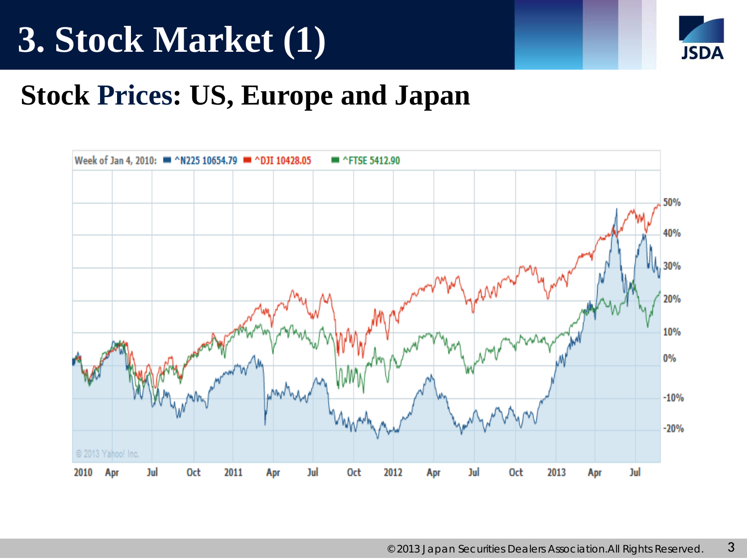# 3. Stock Market (1)

## Stock Prices: US, Europe and Japan

Week of Jan 4, 2010: ^N225 10654.79 ^DJI 10428.05 ^FTSE 5412.90

50%
40%
30%
20%
10%
0%
-10%
-20%

© 2013 Yahoo! Inc.

2010 Apr Jul Oct 2011 Apr Jul Oct 2012 Apr Jul Oct 2013 Apr Jul

©2013 Japan Securities Dealers Association.All Rights Reserved.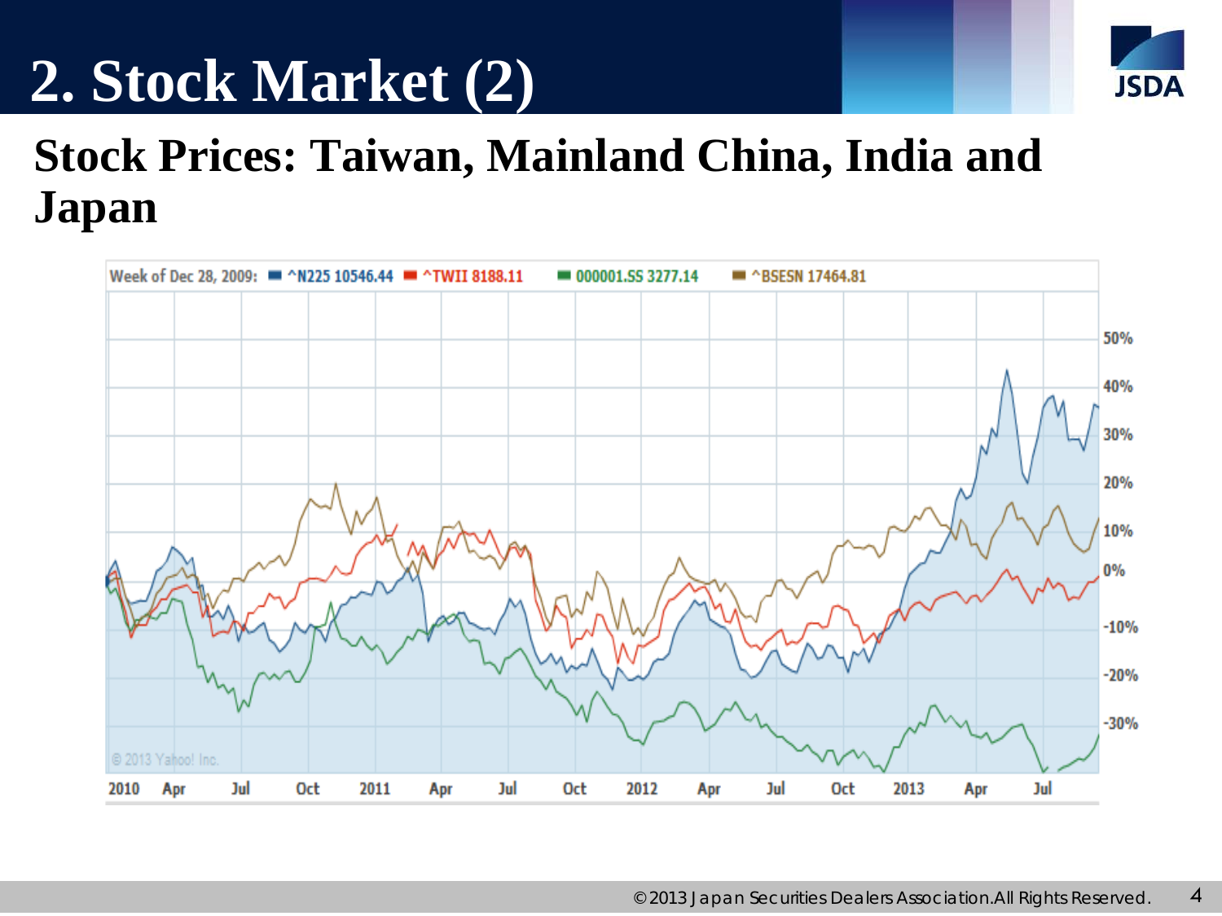# 2. Stock Market (2)

## Stock Prices: Taiwan, Mainland China, India and Japan

Week of Dec 28, 2009: ^N225 10546.44 ^TWII 8188.11 000001.SS 3277.14 ^BSESN 17464.81

© 2013 Yahoo! Inc.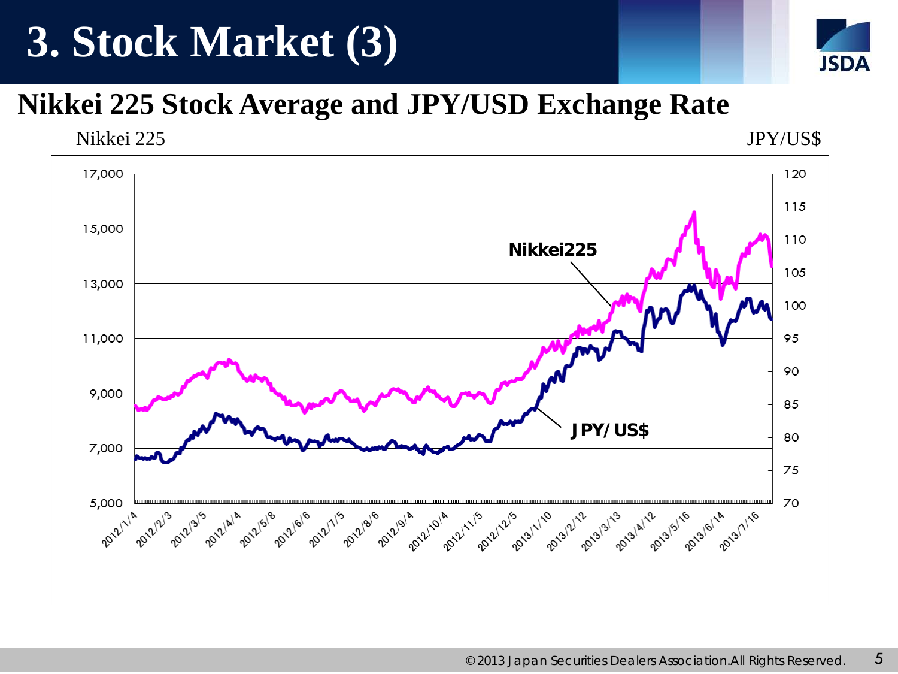# 3. Stock Market (3)

## Nikkei 225 Stock Average and JPY/USD Exchange Rate

Nikkei 225 JPY/US$

17,000 | 15,000 | 13,000 | 11,000 | 9,000 | 7,000 | 5,000

120 | 115 | 110 | 105 | 100 | 95 | 90 | 85 | 80 | 75 | 70

Nikkei225

JPY/US$

2012/1/4, 2012/2/3, 2012/3/5, 2012/4/4, 2012/5/8, 2012/6/6, 2012/7/5, 2012/8/6, 2012/9/4, 2012/10/4, 2012/11/5, 2012/12/5, 2013/1/10, 2013/2/12, 2013/3/13, 2013/4/12, 2013/5/16, 2013/6/14, 2013/7/16

©2013 Japan Securities Dealers Association.All Rights Reserved.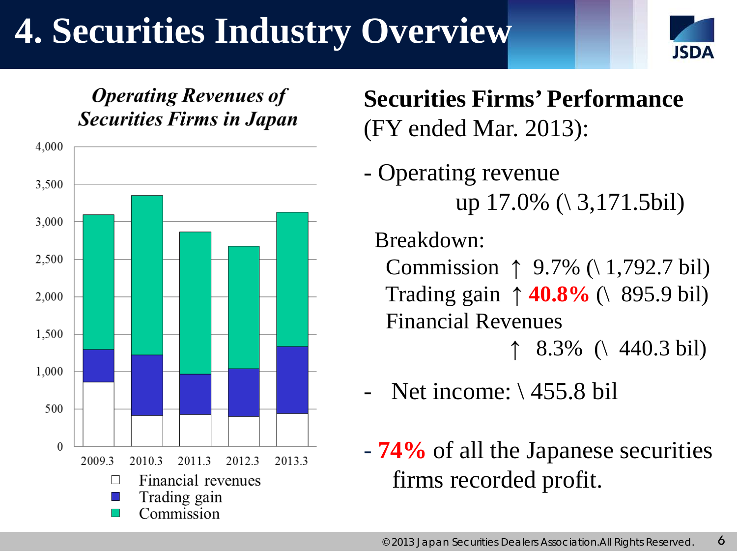# 4. Securities Industry Overview

***Operating Revenues of Securities Firms in Japan***

| | 2009.3 | 2010.3 | 2011.3 | 2012.3 | 2013.3 |
|---|---|---|---|---|---|

☐ Financial revenues
■ Trading gain
■ Commission

**Securities Firms' Performance** (FY ended Mar. 2013):

- Operating revenue up 17.0% (\ 3,171.5bil)

  Breakdown:
  - Commission ↑ 9.7% (\ 1,792.7 bil)
  - Trading gain ↑ **40.8%** (\ 895.9 bil)
  - Financial Revenues ↑ 8.3% (\ 440.3 bil)

- Net income: \ 455.8 bil

- **74%** of all the Japanese securities firms recorded profit.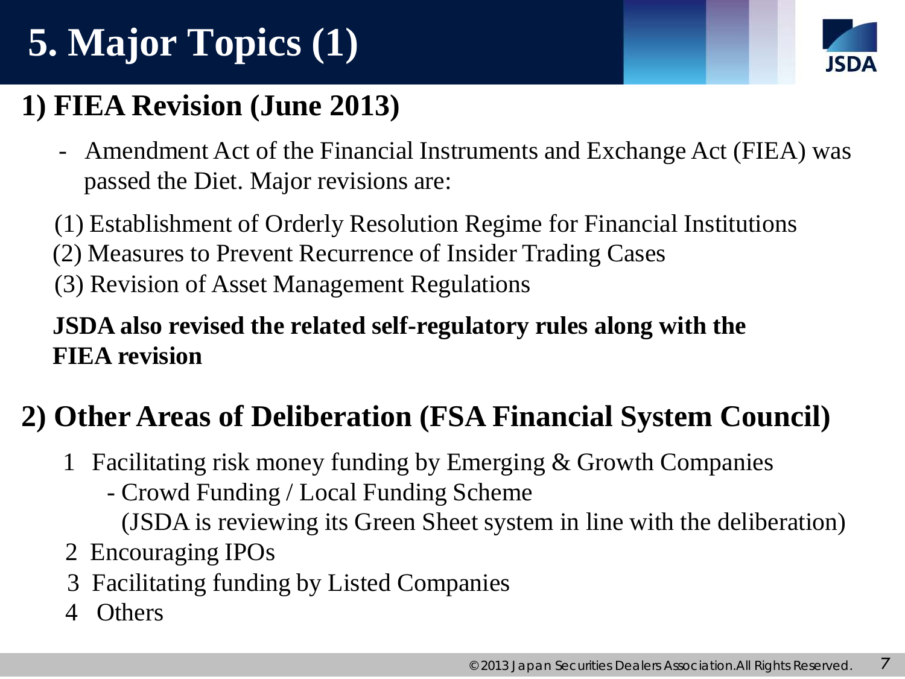# 5. Major Topics (1)

## 1) FIEA Revision (June 2013)

- Amendment Act of the Financial Instruments and Exchange Act (FIEA) was passed the Diet. Major revisions are:

(1) Establishment of Orderly Resolution Regime for Financial Institutions
(2) Measures to Prevent Recurrence of Insider Trading Cases
(3) Revision of Asset Management Regulations

**JSDA also revised the related self-regulatory rules along with the FIEA revision**

## 2) Other Areas of Deliberation (FSA Financial System Council)

1. Facilitating risk money funding by Emerging & Growth Companies
   - Crowd Funding / Local Funding Scheme
     (JSDA is reviewing its Green Sheet system in line with the deliberation)
2. Encouraging IPOs
3. Facilitating funding by Listed Companies
4. Others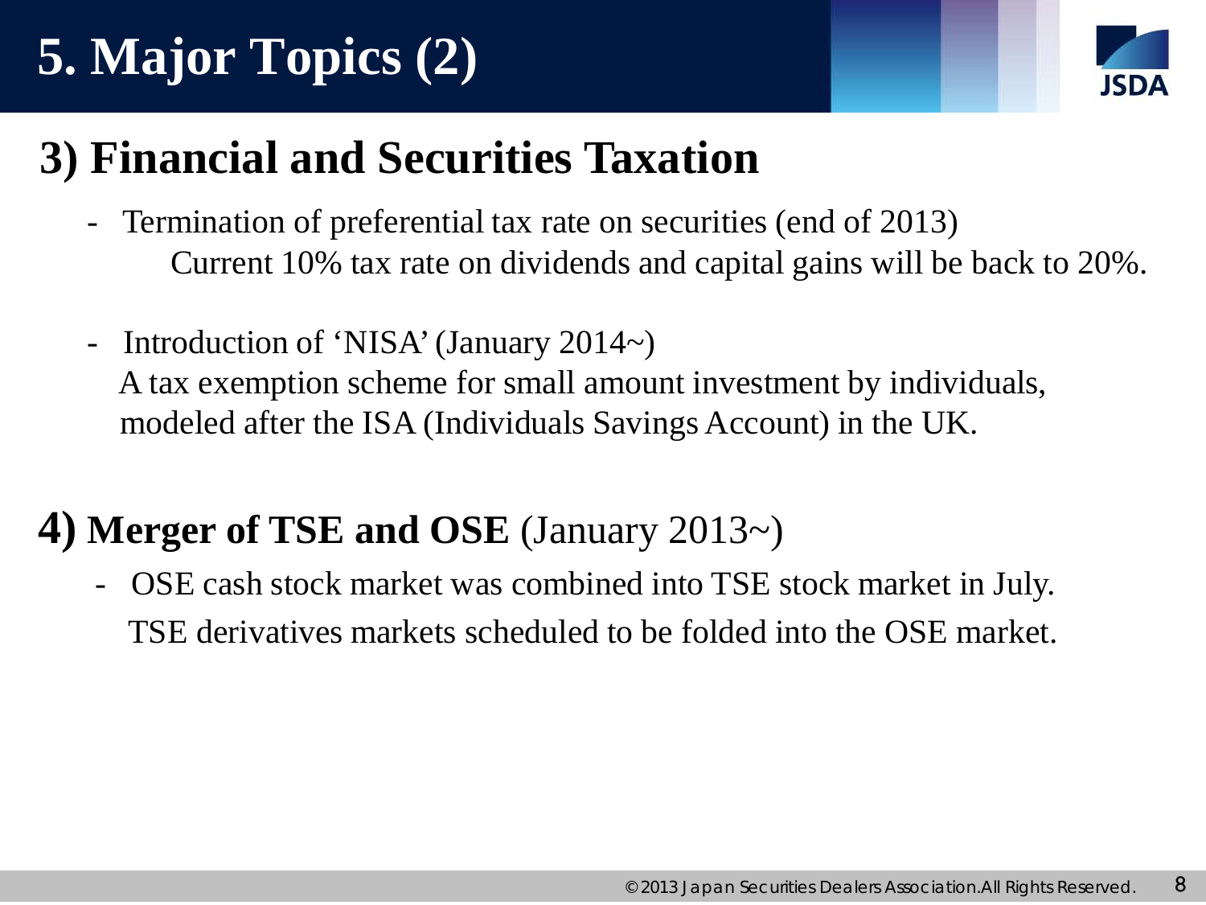# 5. Major Topics (2)

## 3) Financial and Securities Taxation

- Termination of preferential tax rate on securities (end of 2013)
  Current 10% tax rate on dividends and capital gains will be back to 20%.

- Introduction of 'NISA' (January 2014~)
  A tax exemption scheme for small amount investment by individuals, modeled after the ISA (Individuals Savings Account) in the UK.

## 4) Merger of TSE and OSE (January 2013~)

- OSE cash stock market was combined into TSE stock market in July.
  TSE derivatives markets scheduled to be folded into the OSE market.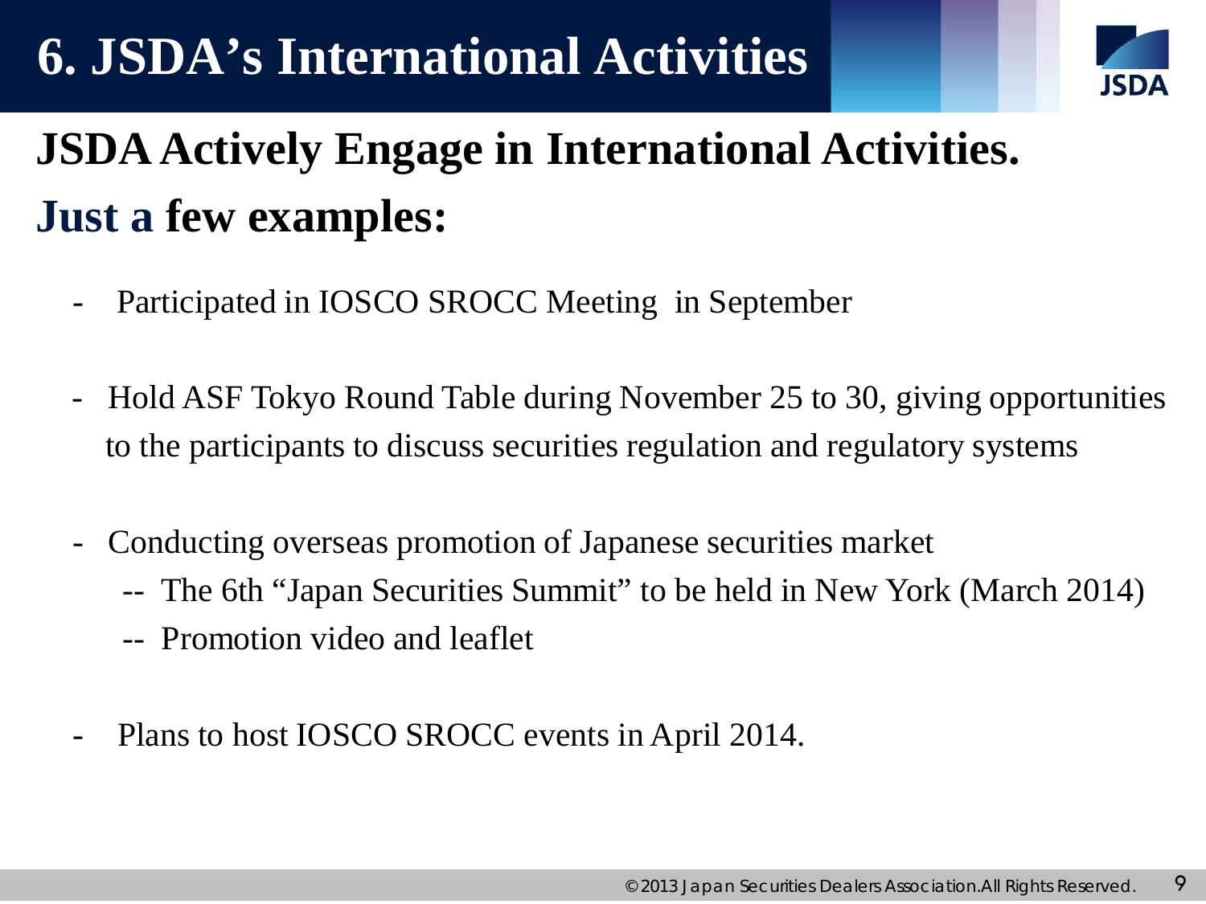# 6. JSDA's International Activities

## JSDA Actively Engage in International Activities.

## Just a few examples:

- Participated in IOSCO SROCC Meeting in September

- Hold ASF Tokyo Round Table during November 25 to 30, giving opportunities to the participants to discuss securities regulation and regulatory systems

- Conducting overseas promotion of Japanese securities market
  - -- The 6th "Japan Securities Summit" to be held in New York (March 2014)
  - -- Promotion video and leaflet

- Plans to host IOSCO SROCC events in April 2014.

©2013 Japan Securities Dealers Association.All Rights Reserved.